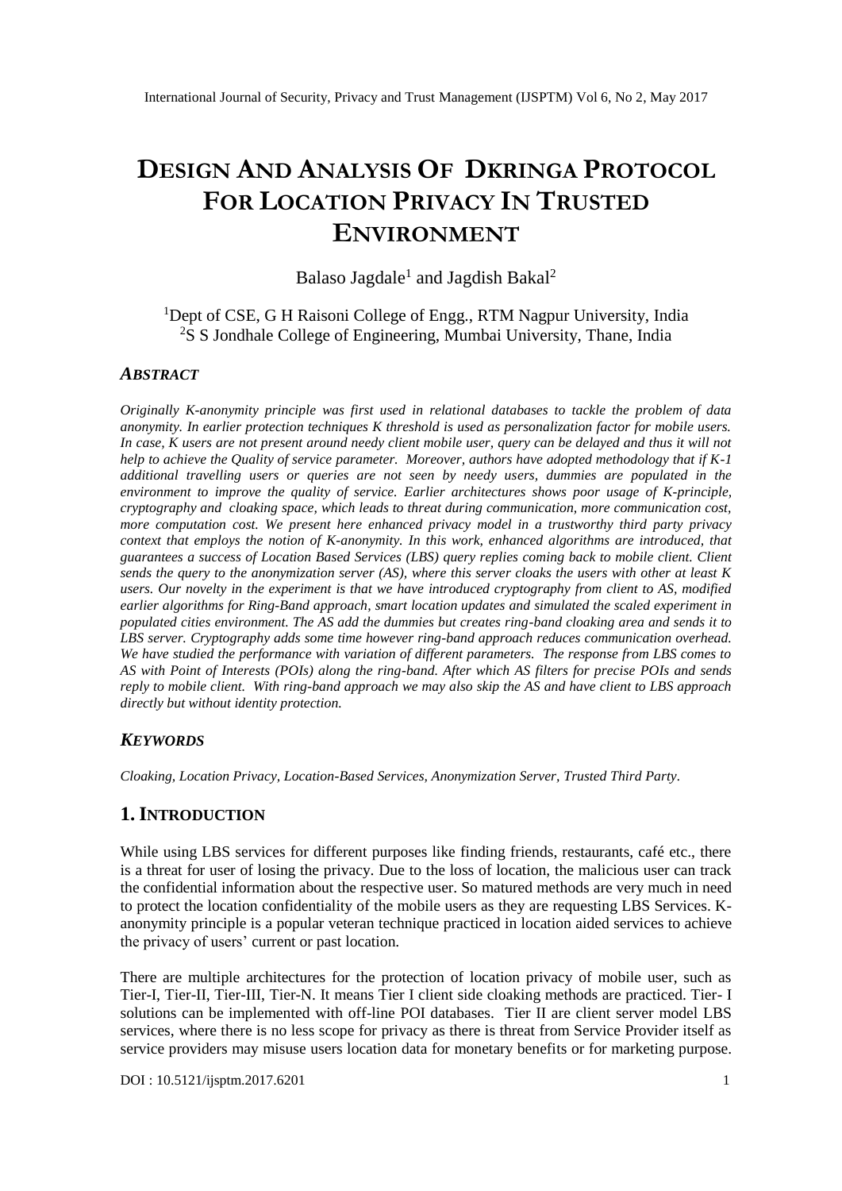# DESIGN AND ANALYSIS OF DKRINGA PROTOCOL FOR LOCATION PRIVACY IN TRUSTED ENVIRONMENT

Balaso Jagdale[1] and Jagdish Bakal[2]

[1]Dept of CSE, G H Raisoni College of Engg., RTM Nagpur University, India
[2]S S Jondhale College of Engineering, Mumbai University, Thane, India

### *ABSTRACT*

*Originally K-anonymity principle was first used in relational databases to tackle the problem of data anonymity. In earlier protection techniques K threshold is used as personalization factor for mobile users. In case, K users are not present around needy client mobile user, query can be delayed and thus it will not help to achieve the Quality of service parameter. Moreover, authors have adopted methodology that if K-1 additional travelling users or queries are not seen by needy users, dummies are populated in the environment to improve the quality of service. Earlier architectures shows poor usage of K-principle, cryptography and cloaking space, which leads to threat during communication, more communication cost, more computation cost. We present here enhanced privacy model in a trustworthy third party privacy context that employs the notion of K-anonymity. In this work, enhanced algorithms are introduced, that guarantees a success of Location Based Services (LBS) query replies coming back to mobile client. Client sends the query to the anonymization server (AS), where this server cloaks the users with other at least K users. Our novelty in the experiment is that we have introduced cryptography from client to AS, modified earlier algorithms for Ring-Band approach, smart location updates and simulated the scaled experiment in populated cities environment. The AS add the dummies but creates ring-band cloaking area and sends it to LBS server. Cryptography adds some time however ring-band approach reduces communication overhead. We have studied the performance with variation of different parameters. The response from LBS comes to AS with Point of Interests (POIs) along the ring-band. After which AS filters for precise POIs and sends reply to mobile client. With ring-band approach we may also skip the AS and have client to LBS approach directly but without identity protection.*

### *KEYWORDS*

*Cloaking, Location Privacy, Location-Based Services, Anonymization Server, Trusted Third Party.*

## 1. INTRODUCTION

While using LBS services for different purposes like finding friends, restaurants, café etc., there is a threat for user of losing the privacy. Due to the loss of location, the malicious user can track the confidential information about the respective user. So matured methods are very much in need to protect the location confidentiality of the mobile users as they are requesting LBS Services. K-anonymity principle is a popular veteran technique practiced in location aided services to achieve the privacy of users' current or past location.

There are multiple architectures for the protection of location privacy of mobile user, such as Tier-I, Tier-II, Tier-III, Tier-N. It means Tier I client side cloaking methods are practiced. Tier- I solutions can be implemented with off-line POI databases. Tier II are client server model LBS services, where there is no less scope for privacy as there is threat from Service Provider itself as service providers may misuse users location data for monetary benefits or for marketing purpose.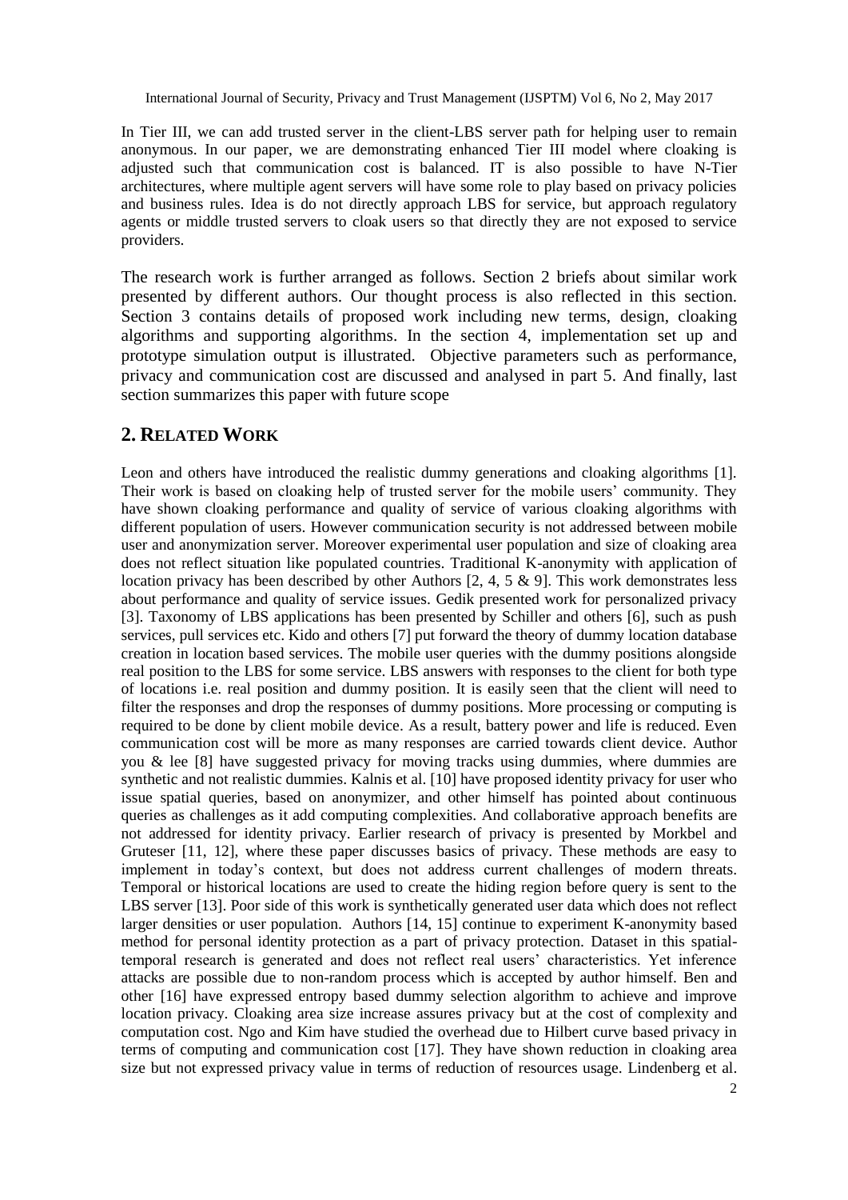In Tier III, we can add trusted server in the client-LBS server path for helping user to remain anonymous. In our paper, we are demonstrating enhanced Tier III model where cloaking is adjusted such that communication cost is balanced. IT is also possible to have N-Tier architectures, where multiple agent servers will have some role to play based on privacy policies and business rules. Idea is do not directly approach LBS for service, but approach regulatory agents or middle trusted servers to cloak users so that directly they are not exposed to service providers.

The research work is further arranged as follows. Section 2 briefs about similar work presented by different authors. Our thought process is also reflected in this section. Section 3 contains details of proposed work including new terms, design, cloaking algorithms and supporting algorithms. In the section 4, implementation set up and prototype simulation output is illustrated. Objective parameters such as performance, privacy and communication cost are discussed and analysed in part 5. And finally, last section summarizes this paper with future scope

## 2. RELATED WORK

Leon and others have introduced the realistic dummy generations and cloaking algorithms [1]. Their work is based on cloaking help of trusted server for the mobile users' community. They have shown cloaking performance and quality of service of various cloaking algorithms with different population of users. However communication security is not addressed between mobile user and anonymization server. Moreover experimental user population and size of cloaking area does not reflect situation like populated countries. Traditional K-anonymity with application of location privacy has been described by other Authors [2, 4, 5 & 9]. This work demonstrates less about performance and quality of service issues. Gedik presented work for personalized privacy [3]. Taxonomy of LBS applications has been presented by Schiller and others [6], such as push services, pull services etc. Kido and others [7] put forward the theory of dummy location database creation in location based services. The mobile user queries with the dummy positions alongside real position to the LBS for some service. LBS answers with responses to the client for both type of locations i.e. real position and dummy position. It is easily seen that the client will need to filter the responses and drop the responses of dummy positions. More processing or computing is required to be done by client mobile device. As a result, battery power and life is reduced. Even communication cost will be more as many responses are carried towards client device. Author you & lee [8] have suggested privacy for moving tracks using dummies, where dummies are synthetic and not realistic dummies. Kalnis et al. [10] have proposed identity privacy for user who issue spatial queries, based on anonymizer, and other himself has pointed about continuous queries as challenges as it add computing complexities. And collaborative approach benefits are not addressed for identity privacy. Earlier research of privacy is presented by Morkbel and Gruteser [11, 12], where these paper discusses basics of privacy. These methods are easy to implement in today's context, but does not address current challenges of modern threats. Temporal or historical locations are used to create the hiding region before query is sent to the LBS server [13]. Poor side of this work is synthetically generated user data which does not reflect larger densities or user population. Authors [14, 15] continue to experiment K-anonymity based method for personal identity protection as a part of privacy protection. Dataset in this spatial-temporal research is generated and does not reflect real users' characteristics. Yet inference attacks are possible due to non-random process which is accepted by author himself. Ben and other [16] have expressed entropy based dummy selection algorithm to achieve and improve location privacy. Cloaking area size increase assures privacy but at the cost of complexity and computation cost. Ngo and Kim have studied the overhead due to Hilbert curve based privacy in terms of computing and communication cost [17]. They have shown reduction in cloaking area size but not expressed privacy value in terms of reduction of resources usage. Lindenberg et al.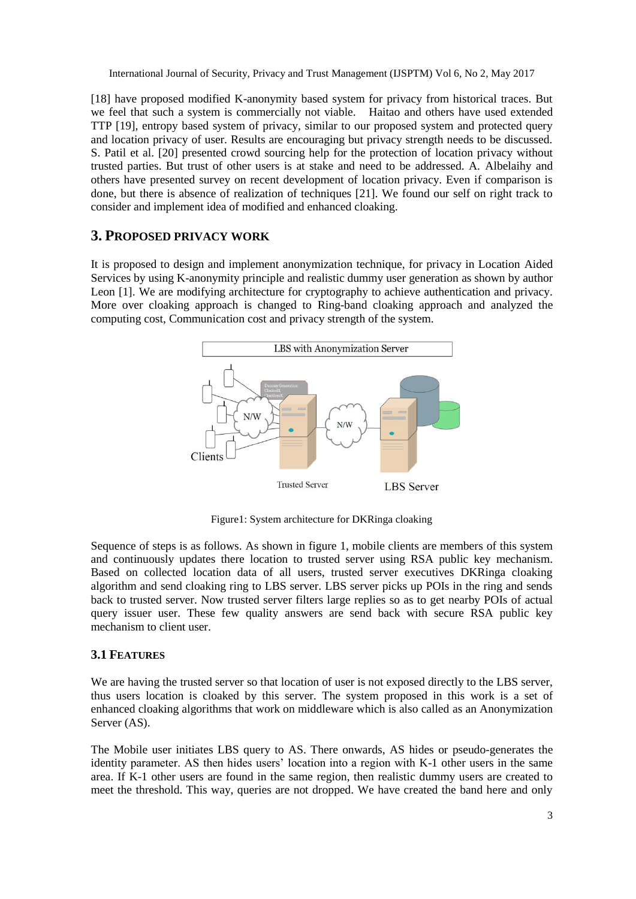[18] have proposed modified K-anonymity based system for privacy from historical traces. But we feel that such a system is commercially not viable. Haitao and others have used extended TTP [19], entropy based system of privacy, similar to our proposed system and protected query and location privacy of user. Results are encouraging but privacy strength needs to be discussed. S. Patil et al. [20] presented crowd sourcing help for the protection of location privacy without trusted parties. But trust of other users is at stake and need to be addressed. A. Albelaihy and others have presented survey on recent development of location privacy. Even if comparison is done, but there is absence of realization of techniques [21]. We found our self on right track to consider and implement idea of modified and enhanced cloaking.

## 3. PROPOSED PRIVACY WORK

It is proposed to design and implement anonymization technique, for privacy in Location Aided Services by using K-anonymity principle and realistic dummy user generation as shown by author Leon [1]. We are modifying architecture for cryptography to achieve authentication and privacy. More over cloaking approach is changed to Ring-band cloaking approach and analyzed the computing cost, Communication cost and privacy strength of the system.

Figure1: System architecture for DKRinga cloaking

Sequence of steps is as follows. As shown in figure 1, mobile clients are members of this system and continuously updates there location to trusted server using RSA public key mechanism. Based on collected location data of all users, trusted server executives DKRinga cloaking algorithm and send cloaking ring to LBS server. LBS server picks up POIs in the ring and sends back to trusted server. Now trusted server filters large replies so as to get nearby POIs of actual query issuer user. These few quality answers are send back with secure RSA public key mechanism to client user.

### 3.1 FEATURES

We are having the trusted server so that location of user is not exposed directly to the LBS server, thus users location is cloaked by this server. The system proposed in this work is a set of enhanced cloaking algorithms that work on middleware which is also called as an Anonymization Server (AS).

The Mobile user initiates LBS query to AS. There onwards, AS hides or pseudo-generates the identity parameter. AS then hides users' location into a region with K-1 other users in the same area. If K-1 other users are found in the same region, then realistic dummy users are created to meet the threshold. This way, queries are not dropped. We have created the band here and only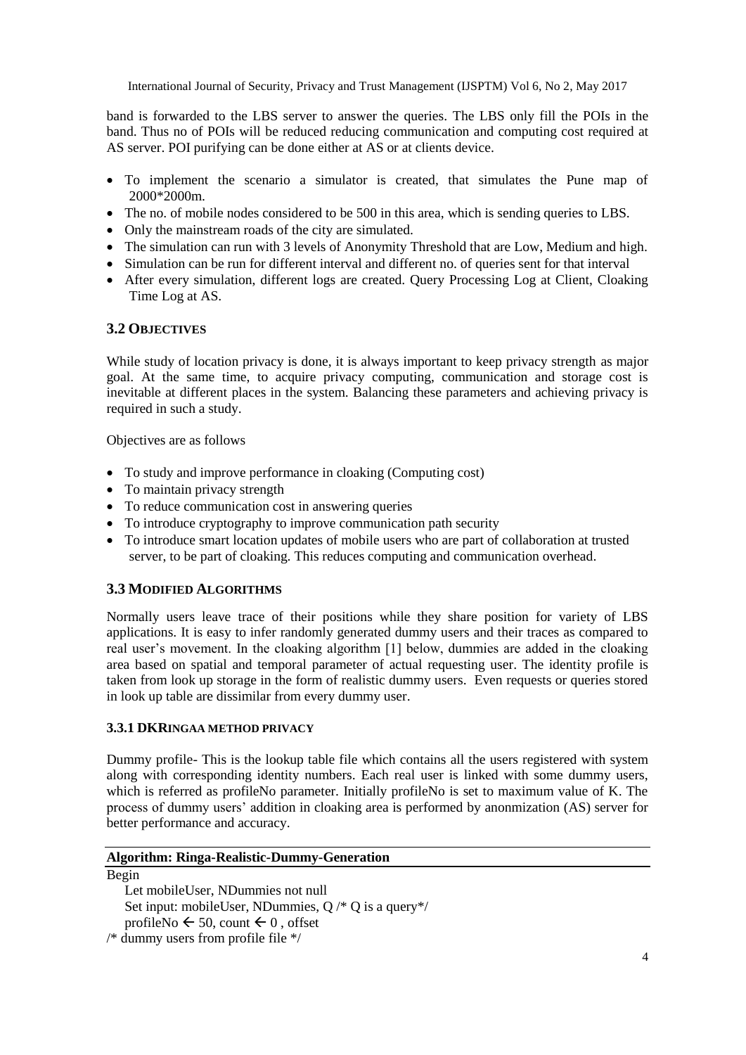band is forwarded to the LBS server to answer the queries. The LBS only fill the POIs in the band. Thus no of POIs will be reduced reducing communication and computing cost required at AS server. POI purifying can be done either at AS or at clients device.

- To implement the scenario a simulator is created, that simulates the Pune map of 2000*2000m.
- The no. of mobile nodes considered to be 500 in this area, which is sending queries to LBS.
- Only the mainstream roads of the city are simulated.
- The simulation can run with 3 levels of Anonymity Threshold that are Low, Medium and high.
- Simulation can be run for different interval and different no. of queries sent for that interval
- After every simulation, different logs are created. Query Processing Log at Client, Cloaking Time Log at AS.

### 3.2 OBJECTIVES

While study of location privacy is done, it is always important to keep privacy strength as major goal. At the same time, to acquire privacy computing, communication and storage cost is inevitable at different places in the system. Balancing these parameters and achieving privacy is required in such a study.

Objectives are as follows

- To study and improve performance in cloaking (Computing cost)
- To maintain privacy strength
- To reduce communication cost in answering queries
- To introduce cryptography to improve communication path security
- To introduce smart location updates of mobile users who are part of collaboration at trusted server, to be part of cloaking. This reduces computing and communication overhead.

### 3.3 MODIFIED ALGORITHMS

Normally users leave trace of their positions while they share position for variety of LBS applications. It is easy to infer randomly generated dummy users and their traces as compared to real user's movement. In the cloaking algorithm [1] below, dummies are added in the cloaking area based on spatial and temporal parameter of actual requesting user. The identity profile is taken from look up storage in the form of realistic dummy users. Even requests or queries stored in look up table are dissimilar from every dummy user.

#### 3.3.1 DKRINGAA METHOD PRIVACY

Dummy profile- This is the lookup table file which contains all the users registered with system along with corresponding identity numbers. Each real user is linked with some dummy users, which is referred as profileNo parameter. Initially profileNo is set to maximum value of K. The process of dummy users' addition in cloaking area is performed by anonmization (AS) server for better performance and accuracy.

**Algorithm: Ringa-Realistic-Dummy-Generation**

```
Begin
   Let mobileUser, NDummies not null
   Set input: mobileUser, NDummies, Q /* Q is a query*/
   profileNo ← 50, count ← 0 , offset
/* dummy users from profile file */
```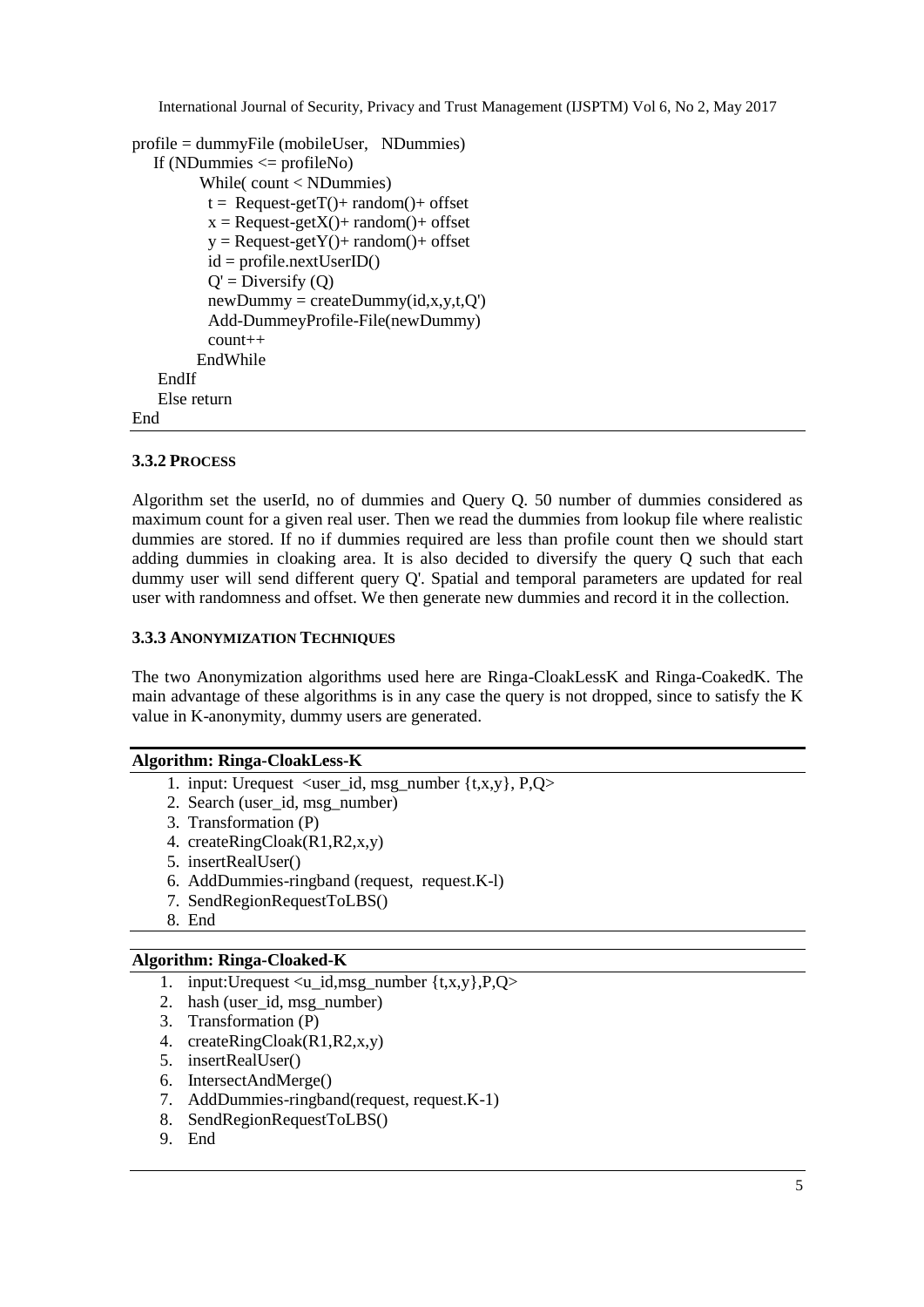```
profile = dummyFile (mobileUser,   NDummies)
   If (NDummies <= profileNo)
           While( count < NDummies)
             t =  Request-getT()+ random()+ offset
             x = Request-getX()+ random()+ offset
             y = Request-getY()+ random()+ offset
             id = profile.nextUserID()
             Q' = Diversify (Q)
             newDummy = createDummy(id,x,y,t,Q')
             Add-DummeyProfile-File(newDummy)
             count++
           EndWhile
    EndIf
    Else return
End
```

#### 3.3.2 PROCESS

Algorithm set the userId, no of dummies and Query Q. 50 number of dummies considered as maximum count for a given real user. Then we read the dummies from lookup file where realistic dummies are stored. If no if dummies required are less than profile count then we should start adding dummies in cloaking area. It is also decided to diversify the query Q such that each dummy user will send different query Q'. Spatial and temporal parameters are updated for real user with randomness and offset. We then generate new dummies and record it in the collection.

#### 3.3.3 ANONYMIZATION TECHNIQUES

The two Anonymization algorithms used here are Ringa-CloakLessK and Ringa-CoakedK. The main advantage of these algorithms is in any case the query is not dropped, since to satisfy the K value in K-anonymity, dummy users are generated.

**Algorithm: Ringa-CloakLess-K**

1. input: Urequest <user_id, msg_number {t,x,y}, P,Q>
2. Search (user_id, msg_number)
3. Transformation (P)
4. createRingCloak(R1,R2,x,y)
5. insertRealUser()
6. AddDummies-ringband (request, request.K-l)
7. SendRegionRequestToLBS()
8. End

**Algorithm: Ringa-Cloaked-K**

1. input:Urequest <u_id,msg_number {t,x,y},P,Q>
2. hash (user_id, msg_number)
3. Transformation (P)
4. createRingCloak(R1,R2,x,y)
5. insertRealUser()
6. IntersectAndMerge()
7. AddDummies-ringband(request, request.K-1)
8. SendRegionRequestToLBS()
9. End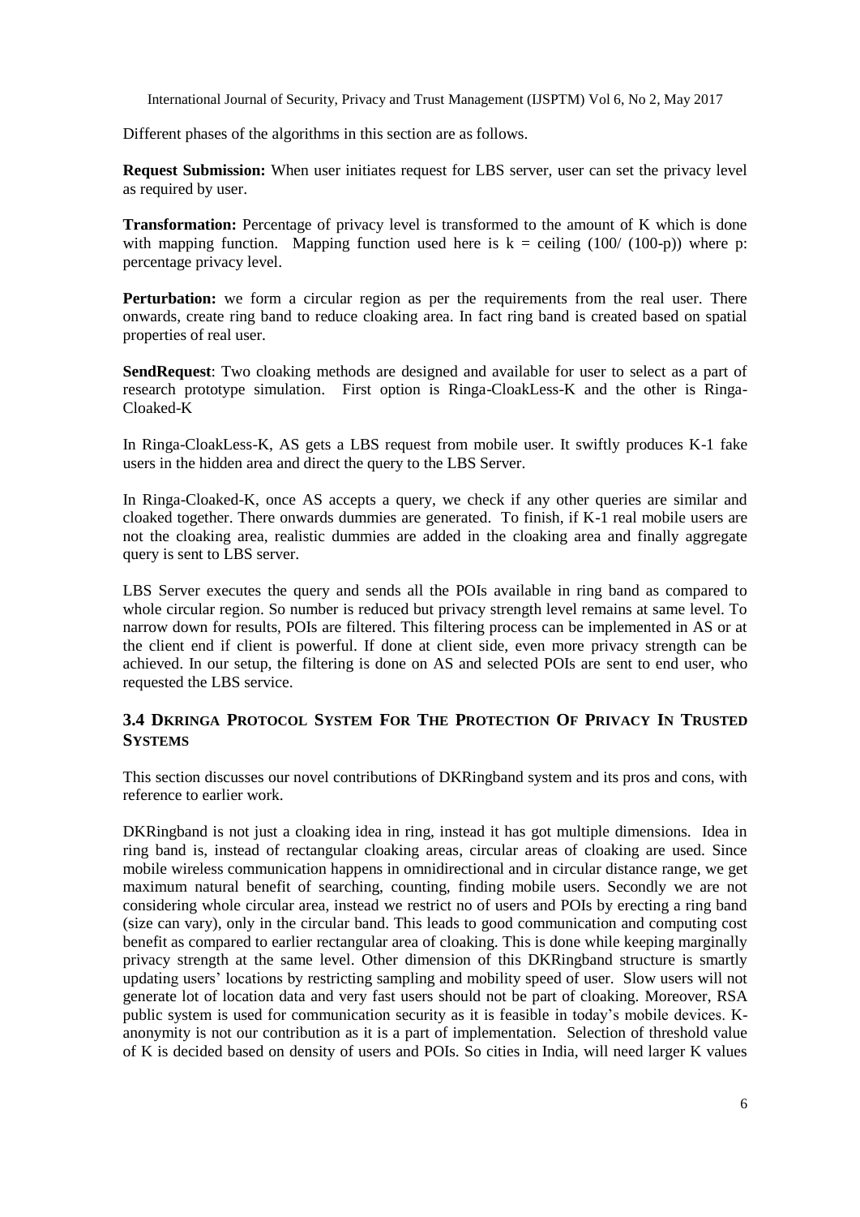Different phases of the algorithms in this section are as follows.

**Request Submission:** When user initiates request for LBS server, user can set the privacy level as required by user.

**Transformation:** Percentage of privacy level is transformed to the amount of K which is done with mapping function. Mapping function used here is $k = \text{ceiling}(100/(100-p))$ where p: percentage privacy level.

**Perturbation:** we form a circular region as per the requirements from the real user. There onwards, create ring band to reduce cloaking area. In fact ring band is created based on spatial properties of real user.

**SendRequest**: Two cloaking methods are designed and available for user to select as a part of research prototype simulation. First option is Ringa-CloakLess-K and the other is Ringa-Cloaked-K

In Ringa-CloakLess-K, AS gets a LBS request from mobile user. It swiftly produces K-1 fake users in the hidden area and direct the query to the LBS Server.

In Ringa-Cloaked-K, once AS accepts a query, we check if any other queries are similar and cloaked together. There onwards dummies are generated. To finish, if K-1 real mobile users are not the cloaking area, realistic dummies are added in the cloaking area and finally aggregate query is sent to LBS server.

LBS Server executes the query and sends all the POIs available in ring band as compared to whole circular region. So number is reduced but privacy strength level remains at same level. To narrow down for results, POIs are filtered. This filtering process can be implemented in AS or at the client end if client is powerful. If done at client side, even more privacy strength can be achieved. In our setup, the filtering is done on AS and selected POIs are sent to end user, who requested the LBS service.

### 3.4 DKRINGA PROTOCOL SYSTEM FOR THE PROTECTION OF PRIVACY IN TRUSTED SYSTEMS

This section discusses our novel contributions of DKRingband system and its pros and cons, with reference to earlier work.

DKRingband is not just a cloaking idea in ring, instead it has got multiple dimensions. Idea in ring band is, instead of rectangular cloaking areas, circular areas of cloaking are used. Since mobile wireless communication happens in omnidirectional and in circular distance range, we get maximum natural benefit of searching, counting, finding mobile users. Secondly we are not considering whole circular area, instead we restrict no of users and POIs by erecting a ring band (size can vary), only in the circular band. This leads to good communication and computing cost benefit as compared to earlier rectangular area of cloaking. This is done while keeping marginally privacy strength at the same level. Other dimension of this DKRingband structure is smartly updating users' locations by restricting sampling and mobility speed of user. Slow users will not generate lot of location data and very fast users should not be part of cloaking. Moreover, RSA public system is used for communication security as it is feasible in today's mobile devices. K-anonymity is not our contribution as it is a part of implementation. Selection of threshold value of K is decided based on density of users and POIs. So cities in India, will need larger K values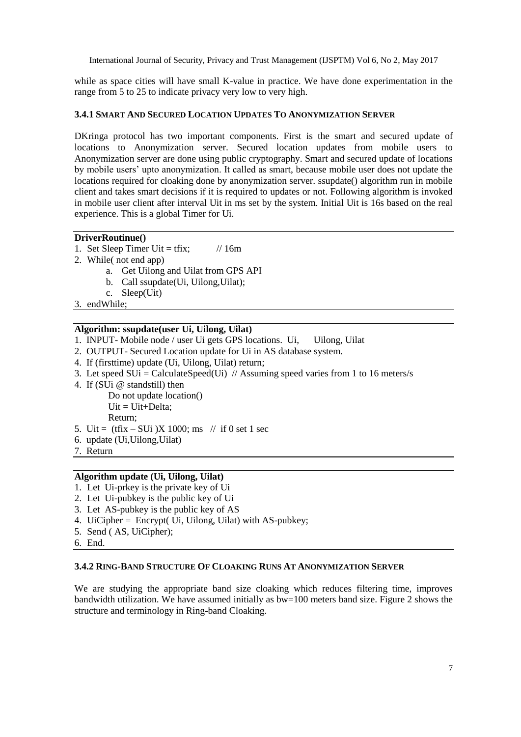while as space cities will have small K-value in practice. We have done experimentation in the range from 5 to 25 to indicate privacy very low to very high.

### 3.4.1 Smart And Secured Location Updates To Anonymization Server

DKringa protocol has two important components. First is the smart and secured update of locations to Anonymization server. Secured location updates from mobile users to Anonymization server are done using public cryptography. Smart and secured update of locations by mobile users' upto anonymization. It called as smart, because mobile user does not update the locations required for cloaking done by anonymization server. ssupdate() algorithm run in mobile client and takes smart decisions if it is required to updates or not. Following algorithm is invoked in mobile user client after interval Uit in ms set by the system. Initial Uit is 16s based on the real experience. This is a global Timer for Ui.

```
DriverRoutinue()
1. Set Sleep Timer Uit = tfix;        // 16m
2. While( not end app)
     a. Get Uilong and Uilat from GPS API
     b. Call ssupdate(Ui, Uilong,Uilat);
     c. Sleep(Uit)
3. endWhile;
```

```
Algorithm: ssupdate(user Ui, Uilong, Uilat)
1. INPUT- Mobile node / user Ui gets GPS locations. Ui,    Uilong, Uilat
2. OUTPUT- Secured Location update for Ui in AS database system.
4. If (firsttime) update (Ui, Uilong, Uilat) return;
3. Let speed SUi = CalculateSpeed(Ui)  // Assuming speed varies from 1 to 16 meters/s
4. If (SUi @ standstill) then
       Do not update location()
       Uit = Uit+Delta;
       Return;
5. Uit = (tfix – SUi )X 1000; ms  // if 0 set 1 sec
6. update (Ui,Uilong,Uilat)
7. Return
```

```
Algorithm update (Ui, Uilong, Uilat)
1. Let Ui-prkey is the private key of Ui
2. Let Ui-pubkey is the public key of Ui
3. Let AS-pubkey is the public key of AS
4. UiCipher = Encrypt( Ui, Uilong, Uilat) with AS-pubkey;
5. Send ( AS, UiCipher);
6. End.
```

### 3.4.2 Ring-Band Structure Of Cloaking Runs At Anonymization Server

We are studying the appropriate band size cloaking which reduces filtering time, improves bandwidth utilization. We have assumed initially as bw=100 meters band size. Figure 2 shows the structure and terminology in Ring-band Cloaking.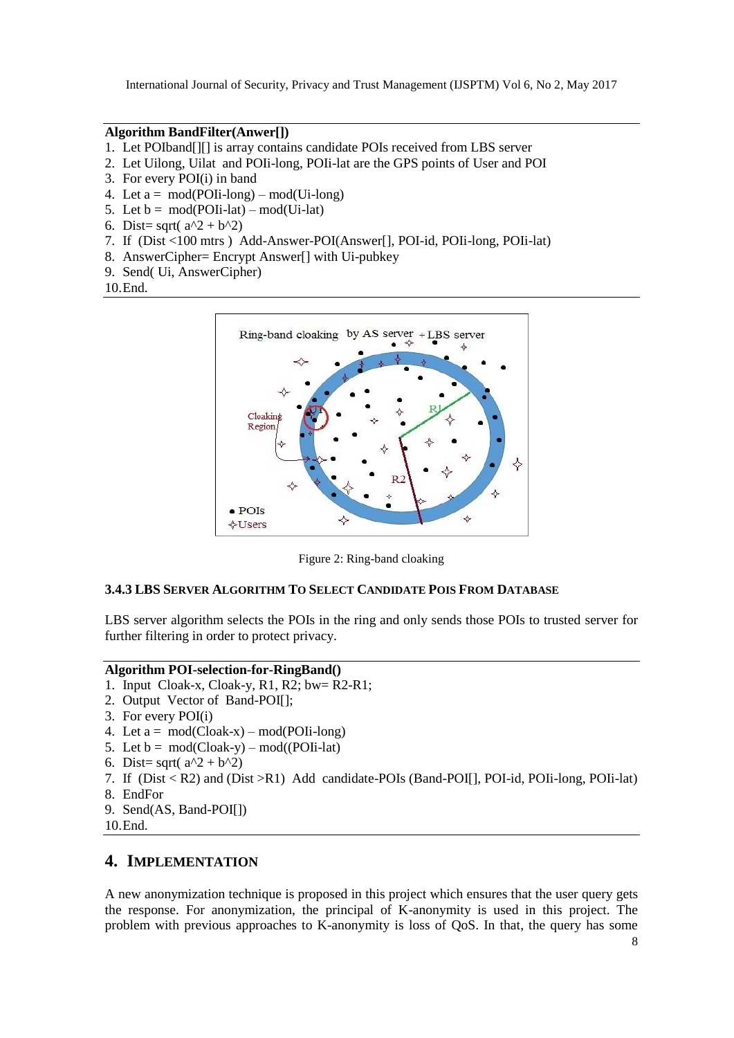**Algorithm BandFilter(Anwer[])**

1. Let POIband[][] is array contains candidate POIs received from LBS server
2. Let Uilong, Uilat and POIi-long, POIi-lat are the GPS points of User and POI
3. For every POI(i) in band
4. Let a = mod(POIi-long) – mod(Ui-long)
5. Let b = mod(POIi-lat) – mod(Ui-lat)
6. Dist= sqrt( a^2 + b^2)
7. If (Dist <100 mtrs ) Add-Answer-POI(Answer[], POI-id, POIi-long, POIi-lat)
8. AnswerCipher= Encrypt Answer[] with Ui-pubkey
9. Send( Ui, AnswerCipher)
10. End.

Figure 2: Ring-band cloaking

#### 3.4.3 LBS Server Algorithm To Select Candidate POIs From Database

LBS server algorithm selects the POIs in the ring and only sends those POIs to trusted server for further filtering in order to protect privacy.

**Algorithm POI-selection-for-RingBand()**

1. Input Cloak-x, Cloak-y, R1, R2; bw= R2-R1;
2. Output Vector of Band-POI[];
3. For every POI(i)
4. Let a = mod(Cloak-x) – mod(POIi-long)
5. Let b = mod(Cloak-y) – mod((POIi-lat)
6. Dist= sqrt( a^2 + b^2)
7. If (Dist < R2) and (Dist >R1) Add candidate-POIs (Band-POI[], POI-id, POIi-long, POIi-lat)
8. EndFor
9. Send(AS, Band-POI[])
10. End.

## 4. Implementation

A new anonymization technique is proposed in this project which ensures that the user query gets the response. For anonymization, the principal of K-anonymity is used in this project. The problem with previous approaches to K-anonymity is loss of QoS. In that, the query has some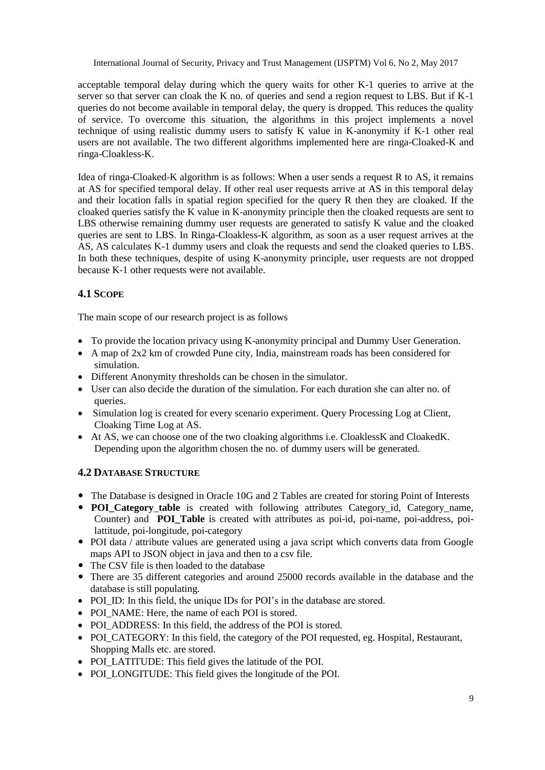acceptable temporal delay during which the query waits for other K-1 queries to arrive at the server so that server can cloak the K no. of queries and send a region request to LBS. But if K-1 queries do not become available in temporal delay, the query is dropped. This reduces the quality of service. To overcome this situation, the algorithms in this project implements a novel technique of using realistic dummy users to satisfy K value in K-anonymity if K-1 other real users are not available. The two different algorithms implemented here are ringa-Cloaked-K and ringa-Cloakless-K.

Idea of ringa-Cloaked-K algorithm is as follows: When a user sends a request R to AS, it remains at AS for specified temporal delay. If other real user requests arrive at AS in this temporal delay and their location falls in spatial region specified for the query R then they are cloaked. If the cloaked queries satisfy the K value in K-anonymity principle then the cloaked requests are sent to LBS otherwise remaining dummy user requests are generated to satisfy K value and the cloaked queries are sent to LBS. In Ringa-Cloakless-K algorithm, as soon as a user request arrives at the AS, AS calculates K-1 dummy users and cloak the requests and send the cloaked queries to LBS. In both these techniques, despite of using K-anonymity principle, user requests are not dropped because K-1 other requests were not available.

### 4.1 Scope

The main scope of our research project is as follows

- To provide the location privacy using K-anonymity principal and Dummy User Generation.
- A map of 2x2 km of crowded Pune city, India, mainstream roads has been considered for simulation.
- Different Anonymity thresholds can be chosen in the simulator.
- User can also decide the duration of the simulation. For each duration she can alter no. of queries.
- Simulation log is created for every scenario experiment. Query Processing Log at Client, Cloaking Time Log at AS.
- At AS, we can choose one of the two cloaking algorithms i.e. CloaklessK and CloakedK. Depending upon the algorithm chosen the no. of dummy users will be generated.

### 4.2 Database Structure

- The Database is designed in Oracle 10G and 2 Tables are created for storing Point of Interests
- **POI_Category_table** is created with following attributes Category_id, Category_name, Counter) and **POI_Table** is created with attributes as poi-id, poi-name, poi-address, poi-lattitude, poi-longitude, poi-category
- POI data / attribute values are generated using a java script which converts data from Google maps API to JSON object in java and then to a csv file.
- The CSV file is then loaded to the database
- There are 35 different categories and around 25000 records available in the database and the database is still populating.
- POI_ID: In this field, the unique IDs for POI's in the database are stored.
- POI_NAME: Here, the name of each POI is stored.
- POI_ADDRESS: In this field, the address of the POI is stored.
- POI_CATEGORY: In this field, the category of the POI requested, eg. Hospital, Restaurant, Shopping Malls etc. are stored.
- POI_LATITUDE: This field gives the latitude of the POI.
- POI_LONGITUDE: This field gives the longitude of the POI.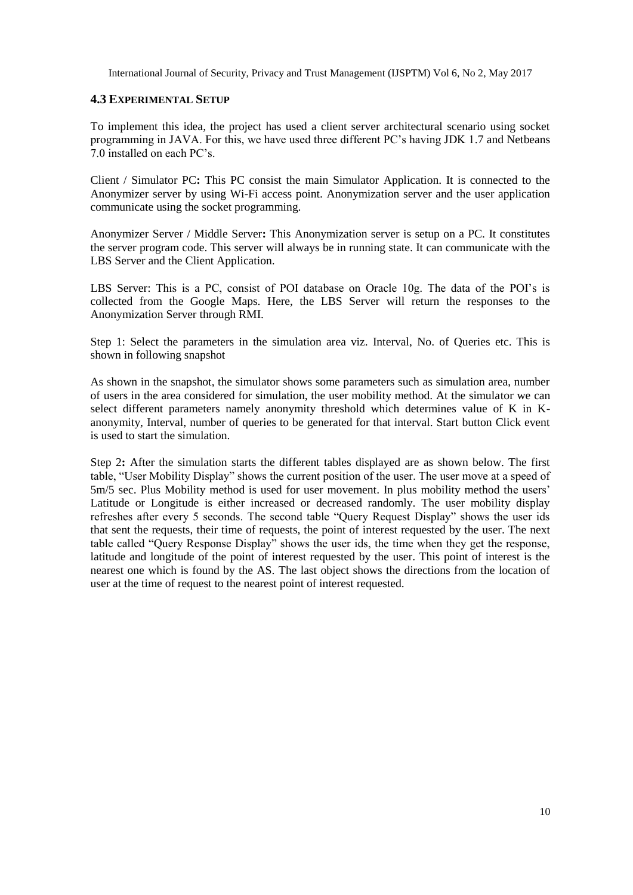### 4.3 Experimental Setup

To implement this idea, the project has used a client server architectural scenario using socket programming in JAVA. For this, we have used three different PC's having JDK 1.7 and Netbeans 7.0 installed on each PC's.

Client / Simulator PC**:** This PC consist the main Simulator Application. It is connected to the Anonymizer server by using Wi-Fi access point. Anonymization server and the user application communicate using the socket programming.

Anonymizer Server / Middle Server**:** This Anonymization server is setup on a PC. It constitutes the server program code. This server will always be in running state. It can communicate with the LBS Server and the Client Application.

LBS Server: This is a PC, consist of POI database on Oracle 10g. The data of the POI's is collected from the Google Maps. Here, the LBS Server will return the responses to the Anonymization Server through RMI.

Step 1: Select the parameters in the simulation area viz. Interval, No. of Queries etc. This is shown in following snapshot

As shown in the snapshot, the simulator shows some parameters such as simulation area, number of users in the area considered for simulation, the user mobility method. At the simulator we can select different parameters namely anonymity threshold which determines value of K in K-anonymity, Interval, number of queries to be generated for that interval. Start button Click event is used to start the simulation.

Step 2**:** After the simulation starts the different tables displayed are as shown below. The first table, "User Mobility Display" shows the current position of the user. The user move at a speed of 5m/5 sec. Plus Mobility method is used for user movement. In plus mobility method the users' Latitude or Longitude is either increased or decreased randomly. The user mobility display refreshes after every 5 seconds. The second table "Query Request Display" shows the user ids that sent the requests, their time of requests, the point of interest requested by the user. The next table called "Query Response Display" shows the user ids, the time when they get the response, latitude and longitude of the point of interest requested by the user. This point of interest is the nearest one which is found by the AS. The last object shows the directions from the location of user at the time of request to the nearest point of interest requested.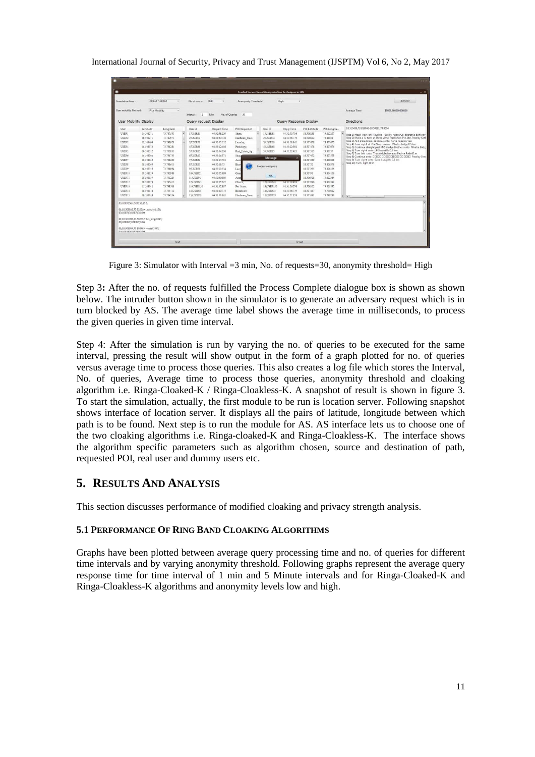Figure 3: Simulator with Interval =3 min, No. of requests=30, anonymity threshold= High

Step 3**:** After the no. of requests fulfilled the Process Complete dialogue box is shown as shown below. The intruder button shown in the simulator is to generate an adversary request which is in turn blocked by AS. The average time label shows the average time in milliseconds, to process the given queries in given time interval.

Step 4: After the simulation is run by varying the no. of queries to be executed for the same interval, pressing the result will show output in the form of a graph plotted for no. of queries versus average time to process those queries. This also creates a log file which stores the Interval, No. of queries, Average time to process those queries, anonymity threshold and cloaking algorithm i.e. Ringa-Cloaked-K / Ringa-Cloakless-K. A snapshot of result is shown in figure 3. To start the simulation, actually, the first module to be run is location server. Following snapshot shows interface of location server. It displays all the pairs of latitude, longitude between which path is to be found. Next step is to run the module for AS. AS interface lets us to choose one of the two cloaking algorithms i.e. Ringa-cloaked-K and Ringa-Cloakless-K. The interface shows the algorithm specific parameters such as algorithm chosen, source and destination of path, requested POI, real user and dummy users etc.

## 5. RESULTS AND ANALYSIS

This section discusses performance of modified cloaking and privacy strength analysis.

### 5.1 PERFORMANCE OF RING BAND CLOAKING ALGORITHMS

Graphs have been plotted between average query processing time and no. of queries for different time intervals and by varying anonymity threshold. Following graphs represent the average query response time for time interval of 1 min and 5 Minute intervals and for Ringa-Cloaked-K and Ringa-Cloakless-K algorithms and anonymity levels low and high.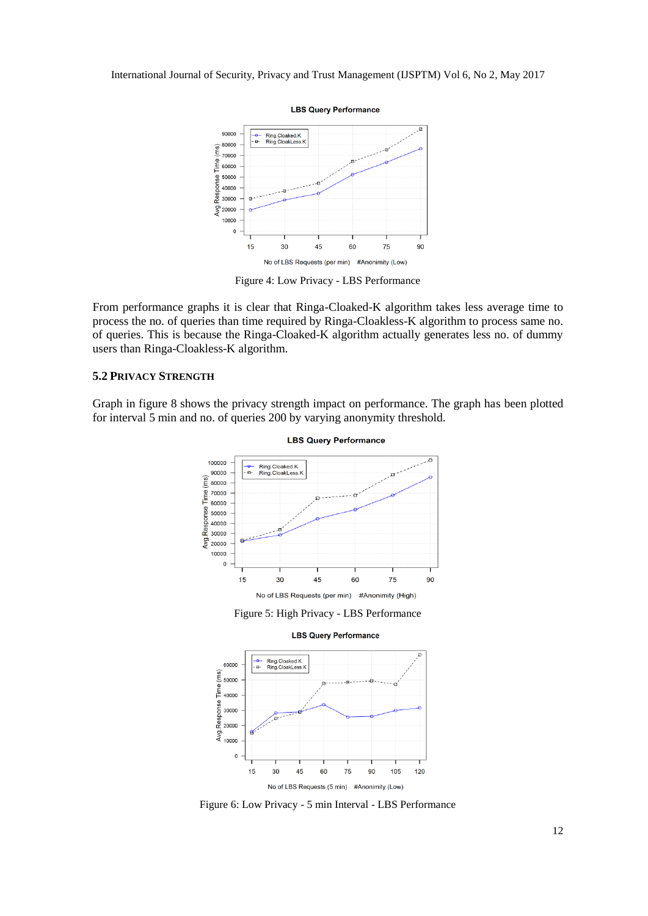Figure 4: Low Privacy - LBS Performance

From performance graphs it is clear that Ringa-Cloaked-K algorithm takes less average time to process the no. of queries than time required by Ringa-Cloakless-K algorithm to process same no. of queries. This is because the Ringa-Cloaked-K algorithm actually generates less no. of dummy users than Ringa-Cloakless-K algorithm.

### 5.2 PRIVACY STRENGTH

Graph in figure 8 shows the privacy strength impact on performance. The graph has been plotted for interval 5 min and no. of queries 200 by varying anonymity threshold.

Figure 5: High Privacy - LBS Performance

Figure 6: Low Privacy - 5 min Interval - LBS Performance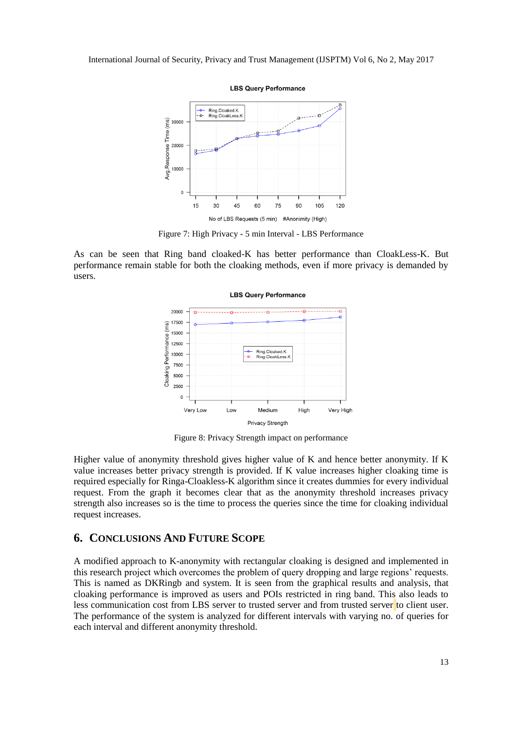Figure 7: High Privacy - 5 min Interval - LBS Performance

As can be seen that Ring band cloaked-K has better performance than CloakLess-K. But performance remain stable for both the cloaking methods, even if more privacy is demanded by users.

Figure 8: Privacy Strength impact on performance

Higher value of anonymity threshold gives higher value of K and hence better anonymity. If K value increases better privacy strength is provided. If K value increases higher cloaking time is required especially for Ringa-Cloakless-K algorithm since it creates dummies for every individual request. From the graph it becomes clear that as the anonymity threshold increases privacy strength also increases so is the time to process the queries since the time for cloaking individual request increases.

## 6. Conclusions And Future Scope

A modified approach to K-anonymity with rectangular cloaking is designed and implemented in this research project which overcomes the problem of query dropping and large regions' requests. This is named as DKRingb and system. It is seen from the graphical results and analysis, that cloaking performance is improved as users and POIs restricted in ring band. This also leads to less communication cost from LBS server to trusted server and from trusted server to client user. The performance of the system is analyzed for different intervals with varying no. of queries for each interval and different anonymity threshold.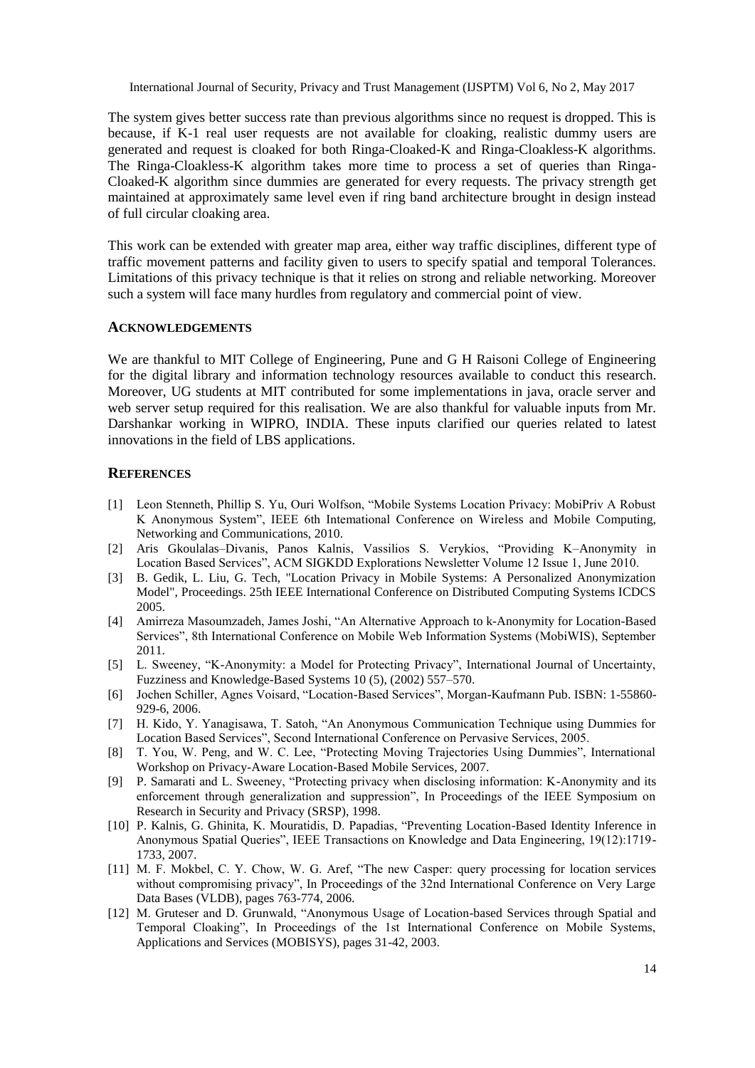The system gives better success rate than previous algorithms since no request is dropped. This is because, if K-1 real user requests are not available for cloaking, realistic dummy users are generated and request is cloaked for both Ringa-Cloaked-K and Ringa-Cloakless-K algorithms. The Ringa-Cloakless-K algorithm takes more time to process a set of queries than Ringa-Cloaked-K algorithm since dummies are generated for every requests. The privacy strength get maintained at approximately same level even if ring band architecture brought in design instead of full circular cloaking area.

This work can be extended with greater map area, either way traffic disciplines, different type of traffic movement patterns and facility given to users to specify spatial and temporal Tolerances. Limitations of this privacy technique is that it relies on strong and reliable networking. Moreover such a system will face many hurdles from regulatory and commercial point of view.

## ACKNOWLEDGEMENTS

We are thankful to MIT College of Engineering, Pune and G H Raisoni College of Engineering for the digital library and information technology resources available to conduct this research. Moreover, UG students at MIT contributed for some implementations in java, oracle server and web server setup required for this realisation. We are also thankful for valuable inputs from Mr. Darshankar working in WIPRO, INDIA. These inputs clarified our queries related to latest innovations in the field of LBS applications.

## REFERENCES

[1] Leon Stenneth, Phillip S. Yu, Ouri Wolfson, "Mobile Systems Location Privacy: MobiPriv A Robust K Anonymous System", IEEE 6th International Conference on Wireless and Mobile Computing, Networking and Communications, 2010.

[2] Aris Gkoulalas–Divanis, Panos Kalnis, Vassilios S. Verykios, "Providing K–Anonymity in Location Based Services", ACM SIGKDD Explorations Newsletter Volume 12 Issue 1, June 2010.

[3] B. Gedik, L. Liu, G. Tech, "Location Privacy in Mobile Systems: A Personalized Anonymization Model", Proceedings. 25th IEEE International Conference on Distributed Computing Systems ICDCS 2005.

[4] Amirreza Masoumzadeh, James Joshi, "An Alternative Approach to k-Anonymity for Location-Based Services", 8th International Conference on Mobile Web Information Systems (MobiWIS), September 2011.

[5] L. Sweeney, "K-Anonymity: a Model for Protecting Privacy", International Journal of Uncertainty, Fuzziness and Knowledge-Based Systems 10 (5), (2002) 557–570.

[6] Jochen Schiller, Agnes Voisard, "Location-Based Services", Morgan-Kaufmann Pub. ISBN: 1-55860-929-6, 2006.

[7] H. Kido, Y. Yanagisawa, T. Satoh, "An Anonymous Communication Technique using Dummies for Location Based Services", Second International Conference on Pervasive Services, 2005.

[8] T. You, W. Peng, and W. C. Lee, "Protecting Moving Trajectories Using Dummies", International Workshop on Privacy-Aware Location-Based Mobile Services, 2007.

[9] P. Samarati and L. Sweeney, "Protecting privacy when disclosing information: K-Anonymity and its enforcement through generalization and suppression", In Proceedings of the IEEE Symposium on Research in Security and Privacy (SRSP), 1998.

[10] P. Kalnis, G. Ghinita, K. Mouratidis, D. Papadias, "Preventing Location-Based Identity Inference in Anonymous Spatial Queries", IEEE Transactions on Knowledge and Data Engineering, 19(12):1719-1733, 2007.

[11] M. F. Mokbel, C. Y. Chow, W. G. Aref, "The new Casper: query processing for location services without compromising privacy", In Proceedings of the 32nd International Conference on Very Large Data Bases (VLDB), pages 763-774, 2006.

[12] M. Gruteser and D. Grunwald, "Anonymous Usage of Location-based Services through Spatial and Temporal Cloaking", In Proceedings of the 1st International Conference on Mobile Systems, Applications and Services (MOBISYS), pages 31-42, 2003.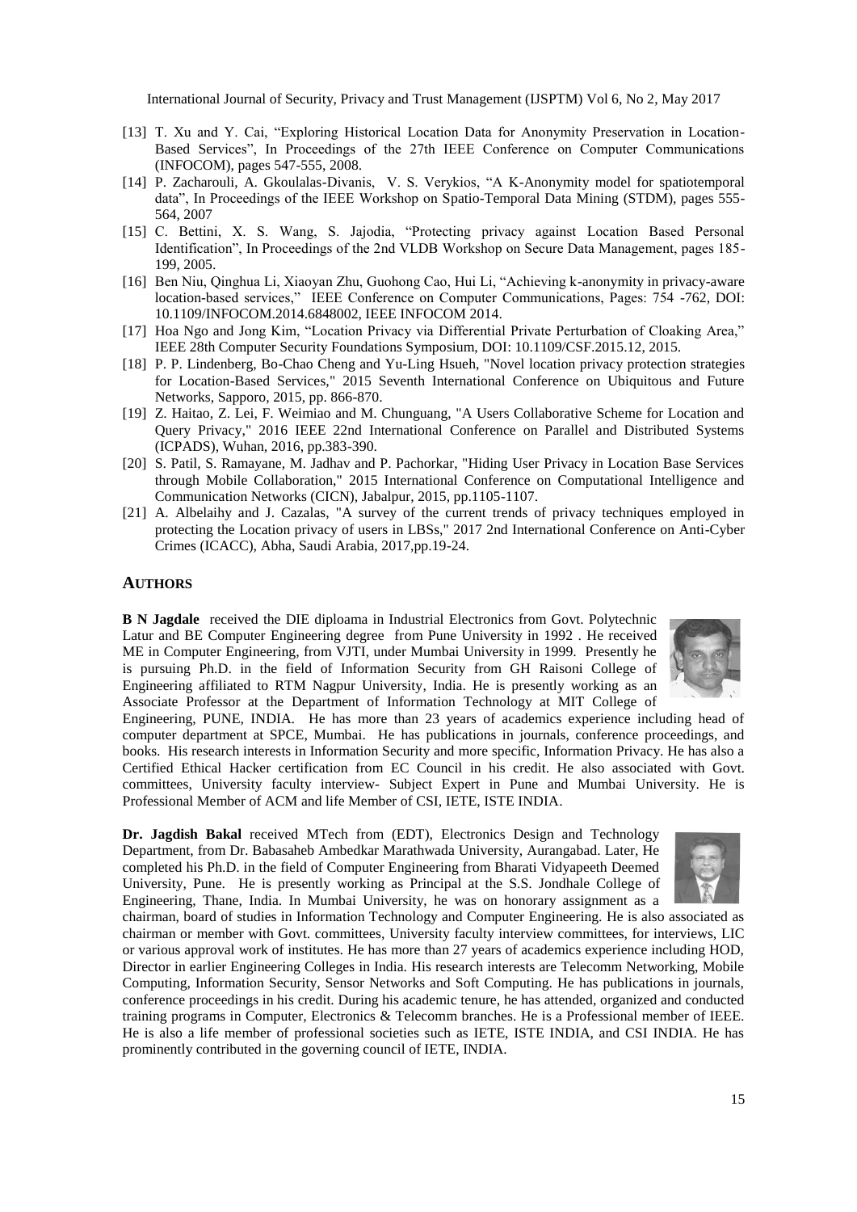[13] T. Xu and Y. Cai, "Exploring Historical Location Data for Anonymity Preservation in Location-Based Services", In Proceedings of the 27th IEEE Conference on Computer Communications (INFOCOM), pages 547-555, 2008.

[14] P. Zacharouli, A. Gkoulalas-Divanis, V. S. Verykios, "A K-Anonymity model for spatiotemporal data", In Proceedings of the IEEE Workshop on Spatio-Temporal Data Mining (STDM), pages 555-564, 2007

[15] C. Bettini, X. S. Wang, S. Jajodia, "Protecting privacy against Location Based Personal Identification", In Proceedings of the 2nd VLDB Workshop on Secure Data Management, pages 185-199, 2005.

[16] Ben Niu, Qinghua Li, Xiaoyan Zhu, Guohong Cao, Hui Li, "Achieving k-anonymity in privacy-aware location-based services," IEEE Conference on Computer Communications, Pages: 754 -762, DOI: 10.1109/INFOCOM.2014.6848002, IEEE INFOCOM 2014.

[17] Hoa Ngo and Jong Kim, "Location Privacy via Differential Private Perturbation of Cloaking Area," IEEE 28th Computer Security Foundations Symposium, DOI: 10.1109/CSF.2015.12, 2015.

[18] P. P. Lindenberg, Bo-Chao Cheng and Yu-Ling Hsueh, "Novel location privacy protection strategies for Location-Based Services," 2015 Seventh International Conference on Ubiquitous and Future Networks, Sapporo, 2015, pp. 866-870.

[19] Z. Haitao, Z. Lei, F. Weimiao and M. Chunguang, "A Users Collaborative Scheme for Location and Query Privacy," 2016 IEEE 22nd International Conference on Parallel and Distributed Systems (ICPADS), Wuhan, 2016, pp.383-390.

[20] S. Patil, S. Ramayane, M. Jadhav and P. Pachorkar, "Hiding User Privacy in Location Base Services through Mobile Collaboration," 2015 International Conference on Computational Intelligence and Communication Networks (CICN), Jabalpur, 2015, pp.1105-1107.

[21] A. Albelaihy and J. Cazalas, "A survey of the current trends of privacy techniques employed in protecting the Location privacy of users in LBSs," 2017 2nd International Conference on Anti-Cyber Crimes (ICACC), Abha, Saudi Arabia, 2017,pp.19-24.

## AUTHORS

**B N Jagdale** received the DIE diploama in Industrial Electronics from Govt. Polytechnic Latur and BE Computer Engineering degree from Pune University in 1992 . He received ME in Computer Engineering, from VJTI, under Mumbai University in 1999. Presently he is pursuing Ph.D. in the field of Information Security from GH Raisoni College of Engineering affiliated to RTM Nagpur University, India. He is presently working as an Associate Professor at the Department of Information Technology at MIT College of Engineering, PUNE, INDIA. He has more than 23 years of academics experience including head of computer department at SPCE, Mumbai. He has publications in journals, conference proceedings, and books. His research interests in Information Security and more specific, Information Privacy. He has also a Certified Ethical Hacker certification from EC Council in his credit. He also associated with Govt. committees, University faculty interview- Subject Expert in Pune and Mumbai University. He is Professional Member of ACM and life Member of CSI, IETE, ISTE INDIA.

**Dr. Jagdish Bakal** received MTech from (EDT), Electronics Design and Technology Department, from Dr. Babasaheb Ambedkar Marathwada University, Aurangabad. Later, He completed his Ph.D. in the field of Computer Engineering from Bharati Vidyapeeth Deemed University, Pune. He is presently working as Principal at the S.S. Jondhale College of Engineering, Thane, India. In Mumbai University, he was on honorary assignment as a chairman, board of studies in Information Technology and Computer Engineering. He is also associated as chairman or member with Govt. committees, University faculty interview committees, for interviews, LIC or various approval work of institutes. He has more than 27 years of academics experience including HOD, Director in earlier Engineering Colleges in India. His research interests are Telecomm Networking, Mobile Computing, Information Security, Sensor Networks and Soft Computing. He has publications in journals, conference proceedings in his credit. During his academic tenure, he has attended, organized and conducted training programs in Computer, Electronics & Telecomm branches. He is a Professional member of IEEE. He is also a life member of professional societies such as IETE, ISTE INDIA, and CSI INDIA. He has prominently contributed in the governing council of IETE, INDIA.